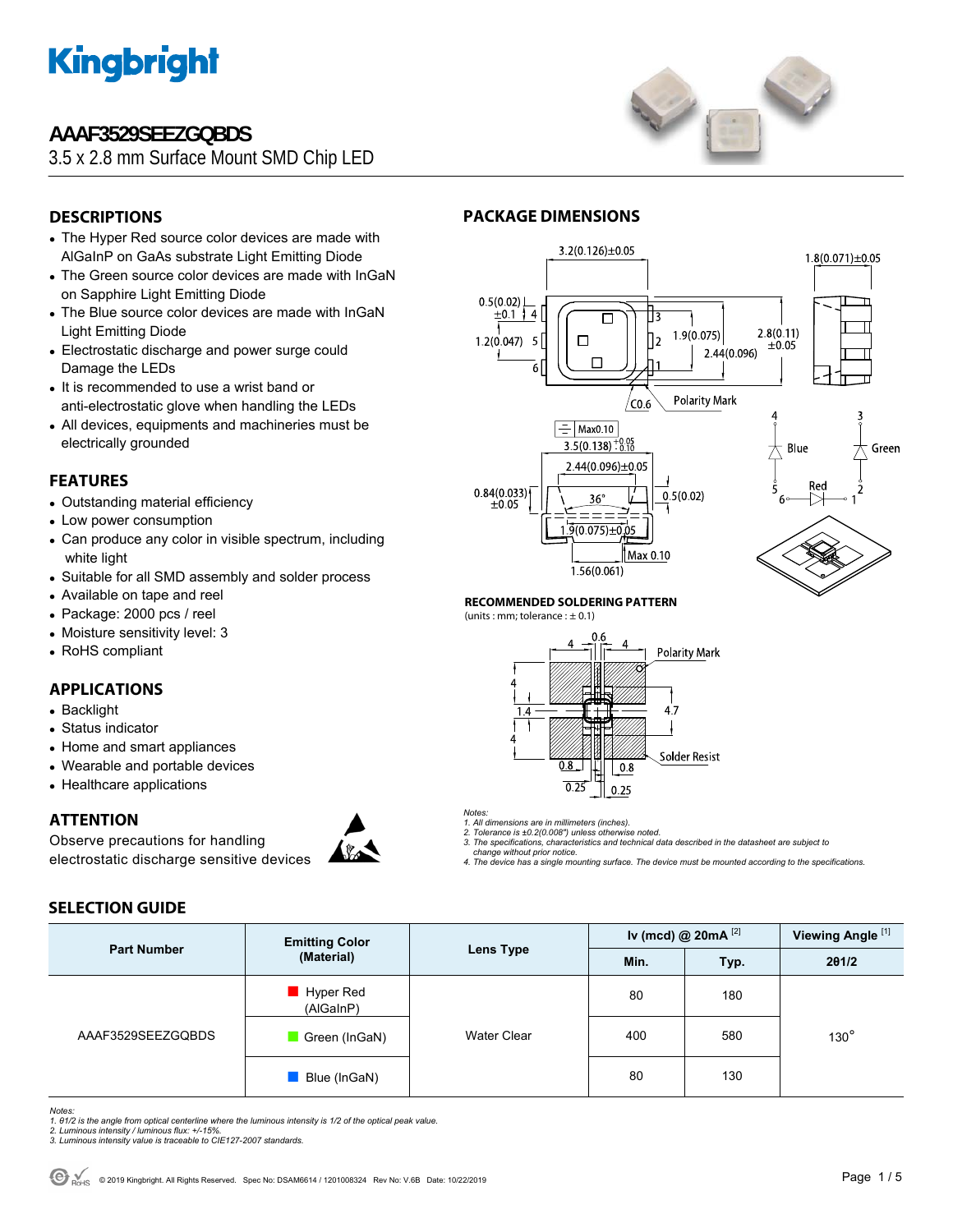# AAAF3529SEEZGQBDS

3.5 x 2.8 mm Surface Mount SMD Chip LED

## DESCRIPTIONS

- The Hyper Red source color devices are made with AlGaInP on GaAs substrate Light Emitting Diode
- The Green source color devices are made with InGaN on Sapphire Light Emitting Diode
- The Blue source color devices are made with InGaN Light Emitting Diode
- Electrostatic discharge and power surge could Damage the LEDs
- It is recommended to use a wrist band or anti-electrostatic glove when handling the LEDs
- All devices, equipments and machineries must be electrically grounded

## FEATURES

- Outstanding material efficiency
- Low power consumption
- Can produce any color in visible spectrum, including white light
- Suitable for all SMD assembly and solder process
- Available on tape and reel
- Package: 2000 pcs / reel
- Moisture sensitivity level: 3
- RoHS compliant

## APPLICATIONS

- Backlight
- Status indicator
- Home and smart appliances
- Wearable and portable devices
- Healthcare applications

## ATTENTION

Observe precautions for handling electrostatic discharge sensitive devices

## PACKAGE DIMENSIONS

### RECOMMENDED SOLDERING PATTERN

(units : mm; tolerance : ± 0.1)

*Notes:*
*1. All dimensions are in millimeters (inches).*
*2. Tolerance is ±0.2(0.008") unless otherwise noted.*
*3. The specifications, characteristics and technical data described in the datasheet are subject to change without prior notice.*
*4. The device has a single mounting surface. The device must be mounted according to the specifications.*

## SELECTION GUIDE

| Part Number | Emitting Color (Material) | Lens Type | Iv (mcd) @ 20mA [2] | | Viewing Angle [1] |
|---|---|---|---|---|---|
| | | | Min. | Typ. | 2θ1/2 |
| AAAF3529SEEZGQBDS | Hyper Red (AlGaInP) | Water Clear | 80 | 180 | 130° |
| | Green (InGaN) | | 400 | 580 | |
| | Blue (InGaN) | | 80 | 130 | |

*Notes:*
*1. θ1/2 is the angle from optical centerline where the luminous intensity is 1/2 of the optical peak value.*
*2. Luminous intensity / luminous flux: +/-15%.*
*3. Luminous intensity value is traceable to CIE127-2007 standards.*

© 2019 Kingbright. All Rights Reserved. Spec No: DSAM6614 / 1201008324 Rev No: V.6B Date: 10/22/2019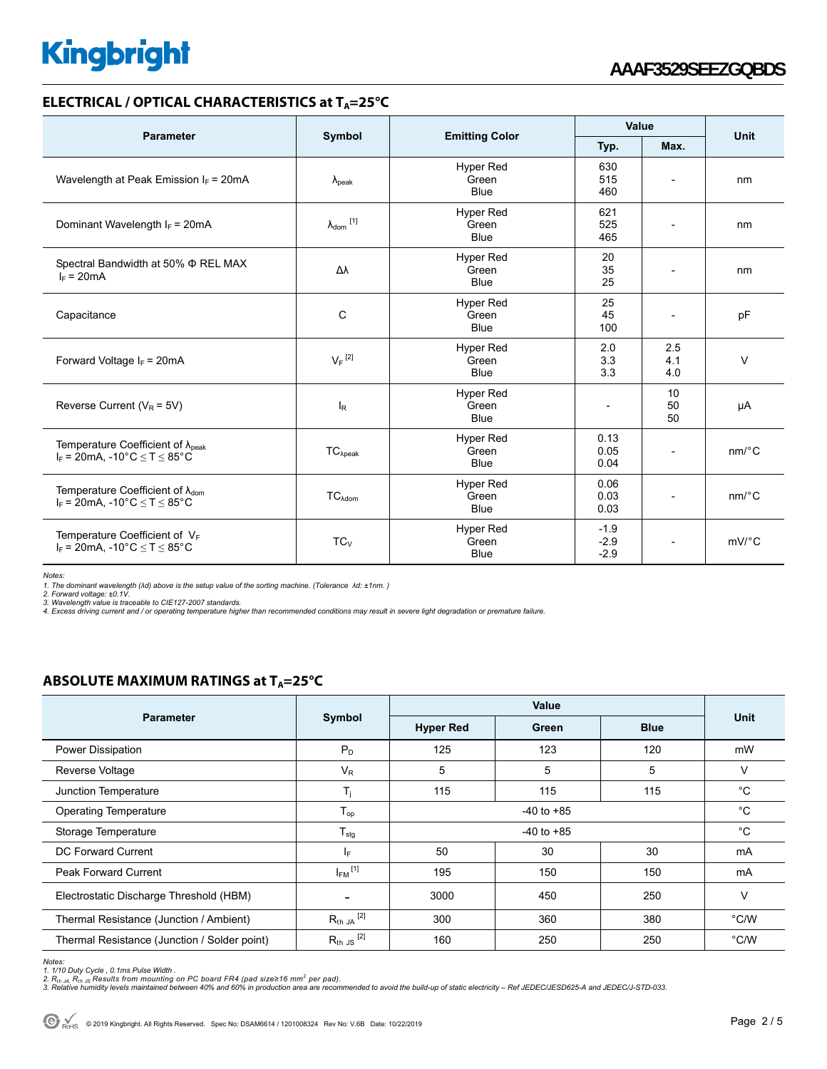## ELECTRICAL / OPTICAL CHARACTERISTICS at $T_A$=25°C

| Parameter | Symbol | Emitting Color | Value | | Unit |
|---|---|---|---|---|---|
| | | | Typ. | Max. | |
| Wavelength at Peak Emission $I_F$ = 20mA | $\lambda_{peak}$ | Hyper Red<br>Green<br>Blue | 630<br>515<br>460 | - | nm |
| Dominant Wavelength $I_F$ = 20mA | $\lambda_{dom}$ [1] | Hyper Red<br>Green<br>Blue | 621<br>525<br>465 | - | nm |
| Spectral Bandwidth at 50% Φ REL MAX<br>$I_F$ = 20mA | Δλ | Hyper Red<br>Green<br>Blue | 20<br>35<br>25 | - | nm |
| Capacitance | C | Hyper Red<br>Green<br>Blue | 25<br>45<br>100 | - | pF |
| Forward Voltage $I_F$ = 20mA | $V_F$ [2] | Hyper Red<br>Green<br>Blue | 2.0<br>3.3<br>3.3 | 2.5<br>4.1<br>4.0 | V |
| Reverse Current ($V_R$ = 5V) | $I_R$ | Hyper Red<br>Green<br>Blue | - | 10<br>50<br>50 | μA |
| Temperature Coefficient of $\lambda_{peak}$<br>$I_F$ = 20mA, -10°C ≤ T ≤ 85°C | $TC_{\lambda peak}$ | Hyper Red<br>Green<br>Blue | 0.13<br>0.05<br>0.04 | - | nm/°C |
| Temperature Coefficient of $\lambda_{dom}$<br>$I_F$ = 20mA, -10°C ≤ T ≤ 85°C | $TC_{\lambda dom}$ | Hyper Red<br>Green<br>Blue | 0.06<br>0.03<br>0.03 | - | nm/°C |
| Temperature Coefficient of $V_F$<br>$I_F$ = 20mA, -10°C ≤ T ≤ 85°C | $TC_V$ | Hyper Red<br>Green<br>Blue | -1.9<br>-2.9<br>-2.9 | - | mV/°C |

*Notes:*
*1. The dominant wavelength (λd) above is the setup value of the sorting machine. (Tolerance λd: ±1nm. )*
*2. Forward voltage: ±0.1V.*
*3. Wavelength value is traceable to CIE127-2007 standards.*
*4. Excess driving current and / or operating temperature higher than recommended conditions may result in severe light degradation or premature failure.*

## ABSOLUTE MAXIMUM RATINGS at $T_A$=25°C

| Parameter | Symbol | Value | | | Unit |
|---|---|---|---|---|---|
| | | Hyper Red | Green | Blue | |
| Power Dissipation | $P_D$ | 125 | 123 | 120 | mW |
| Reverse Voltage | $V_R$ | 5 | 5 | 5 | V |
| Junction Temperature | $T_j$ | 115 | 115 | 115 | °C |
| Operating Temperature | $T_{op}$ | -40 to +85 | | | °C |
| Storage Temperature | $T_{stg}$ | -40 to +85 | | | °C |
| DC Forward Current | $I_F$ | 50 | 30 | 30 | mA |
| Peak Forward Current | $I_{FM}$ [1] | 195 | 150 | 150 | mA |
| Electrostatic Discharge Threshold (HBM) | - | 3000 | 450 | 250 | V |
| Thermal Resistance (Junction / Ambient) | $R_{th\ JA}$ [2] | 300 | 360 | 380 | °C/W |
| Thermal Resistance (Junction / Solder point) | $R_{th\ JS}$ [2] | 160 | 250 | 250 | °C/W |

*Notes:*
*1. 1/10 Duty Cycle , 0.1ms Pulse Width .*
*2. $R_{th\ JA}$, $R_{th\ JS}$ Results from mounting on PC board FR4 (pad size≥16 mm² per pad).*
*3. Relative humidity levels maintained between 40% and 60% in production area are recommended to avoid the build-up of static electricity – Ref JEDEC/JESD625-A and JEDEC/J-STD-033.*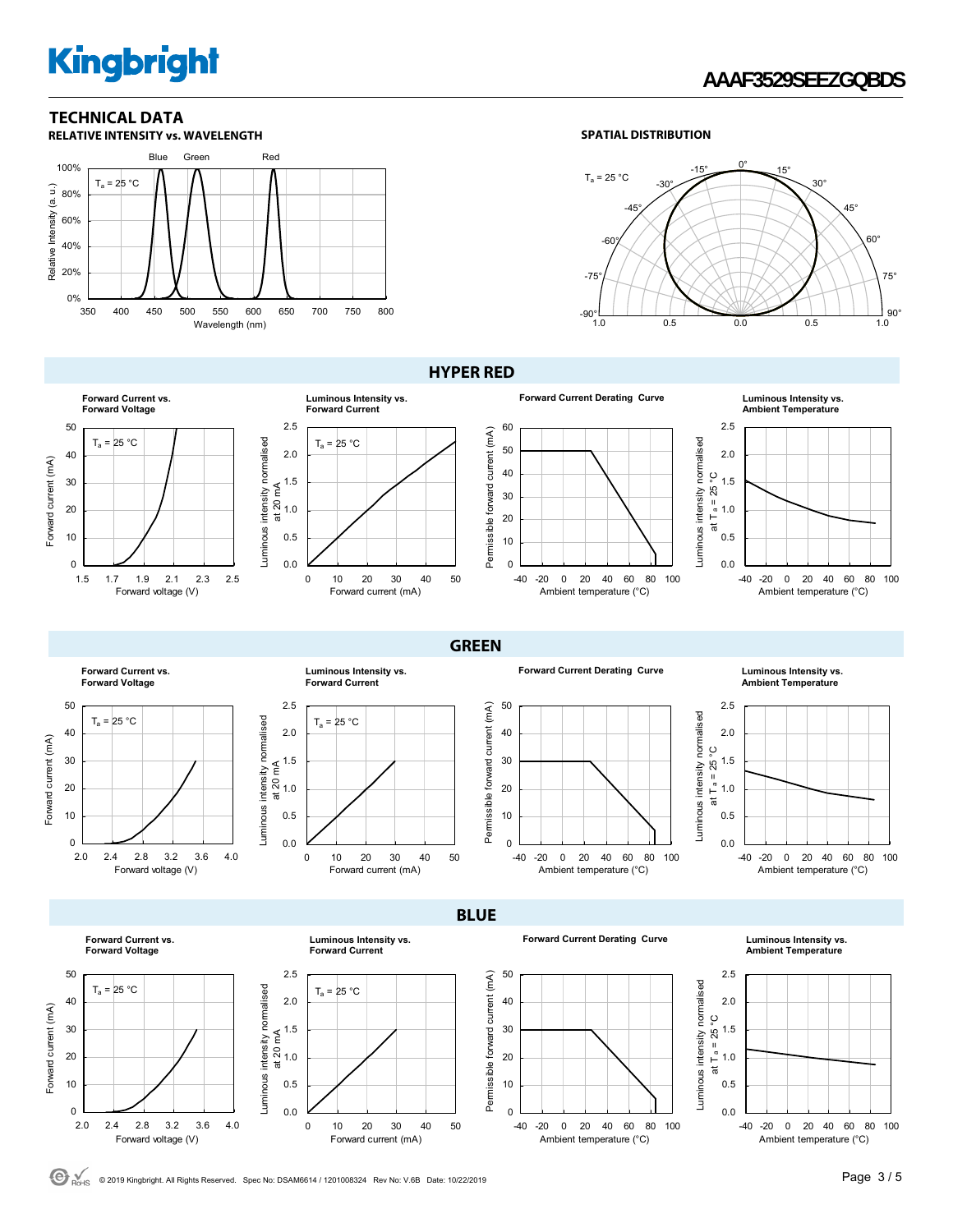## TECHNICAL DATA

### RELATIVE INTENSITY vs. WAVELENGTH

Blue Green Red

$T_a$ = 25 °C

Relative Intensity (a. u.)

Wavelength (nm)

### SPATIAL DISTRIBUTION

$T_a$ = 25 °C

## HYPER RED

**Forward Current vs. Forward Voltage**

$T_a$ = 25 °C

Forward current (mA)

Forward voltage (V)

**Luminous Intensity vs. Forward Current**

$T_a$ = 25 °C

Luminous intensity normalised at 20 mA

Forward current (mA)

**Forward Current Derating Curve**

Permissible forward current (mA)

Ambient temperature (°C)

**Luminous Intensity vs. Ambient Temperature**

Luminous intensity normalised at $T_a$ = 25 °C

Ambient temperature (°C)

## GREEN

**Forward Current vs. Forward Voltage**

$T_a$ = 25 °C

Forward current (mA)

Forward voltage (V)

**Luminous Intensity vs. Forward Current**

$T_a$ = 25 °C

Luminous intensity normalised at 20 mA

Forward current (mA)

**Forward Current Derating Curve**

Permissible forward current (mA)

Ambient temperature (°C)

**Luminous Intensity vs. Ambient Temperature**

Luminous intensity normalised at $T_a$ = 25 °C

Ambient temperature (°C)

## BLUE

**Forward Current vs. Forward Voltage**

$T_a$ = 25 °C

Forward current (mA)

Forward voltage (V)

**Luminous Intensity vs. Forward Current**

$T_a$ = 25 °C

Luminous intensity normalised at 20 mA

Forward current (mA)

**Forward Current Derating Curve**

Permissible forward current (mA)

Ambient temperature (°C)

**Luminous Intensity vs. Ambient Temperature**

Luminous intensity normalised at $T_a$ = 25 °C

Ambient temperature (°C)

© 2019 Kingbright. All Rights Reserved. Spec No: DSAM6614 / 1201008324 Rev No: V.6B Date: 10/22/2019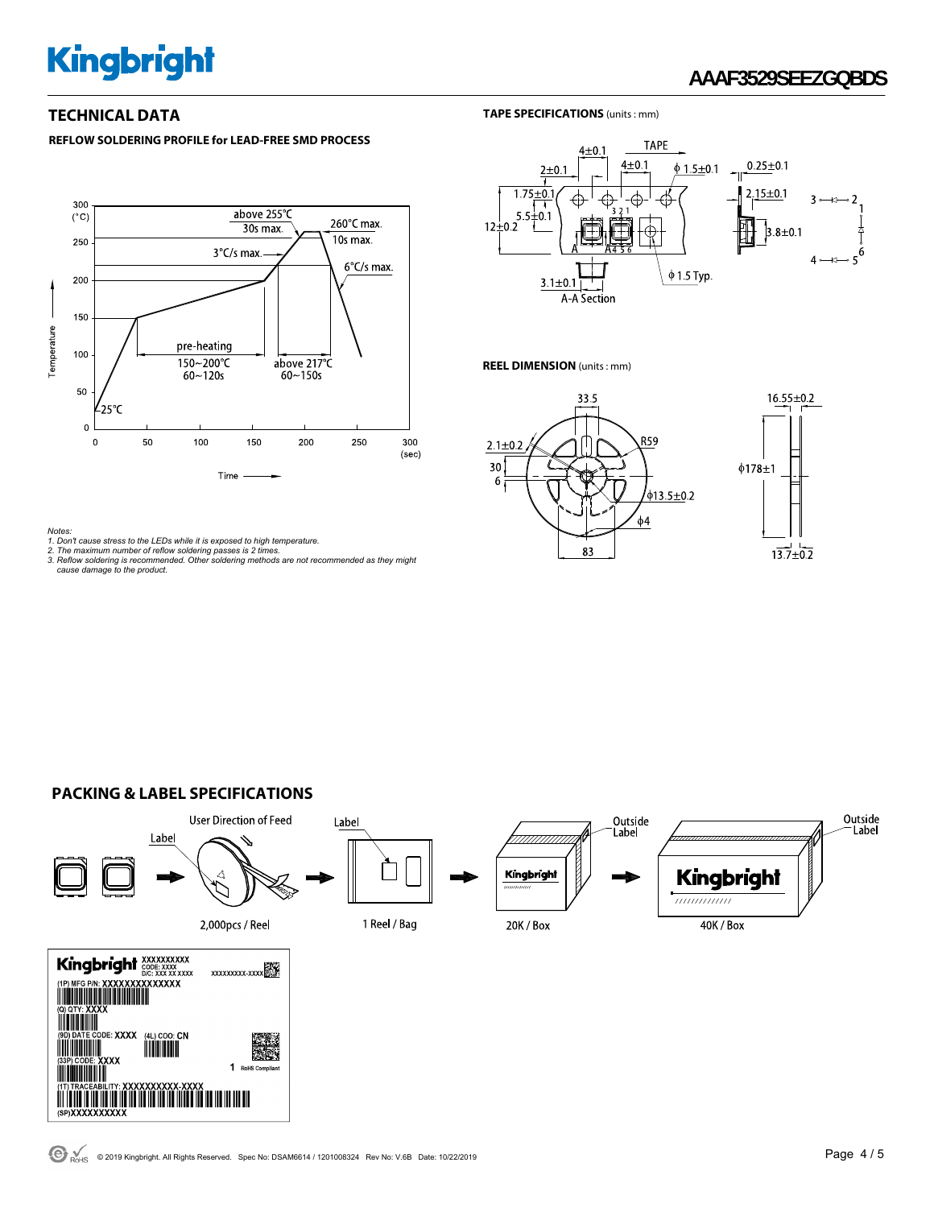## TECHNICAL DATA

### REFLOW SOLDERING PROFILE for LEAD-FREE SMD PROCESS

Notes:
1. Don't cause stress to the LEDs while it is exposed to high temperature.
2. The maximum number of reflow soldering passes is 2 times.
3. Reflow soldering is recommended. Other soldering methods are not recommended as they might cause damage to the product.

### TAPE SPECIFICATIONS (units : mm)

### REEL DIMENSION (units : mm)

## PACKING & LABEL SPECIFICATIONS

2,000pcs / Reel

1 Reel / Bag

20K / Box

40K / Box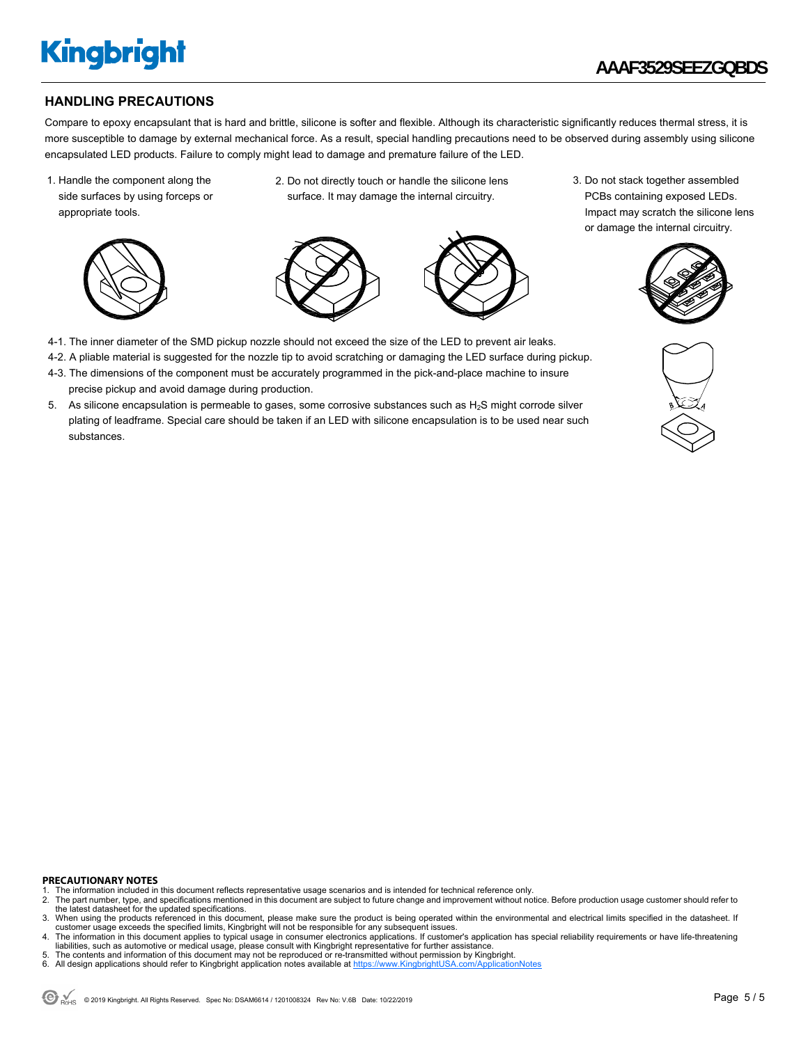## HANDLING PRECAUTIONS

Compare to epoxy encapsulant that is hard and brittle, silicone is softer and flexible. Although its characteristic significantly reduces thermal stress, it is more susceptible to damage by external mechanical force. As a result, special handling precautions need to be observed during assembly using silicone encapsulated LED products. Failure to comply might lead to damage and premature failure of the LED.

1. Handle the component along the side surfaces by using forceps or appropriate tools.
2. Do not directly touch or handle the silicone lens surface. It may damage the internal circuitry.
3. Do not stack together assembled PCBs containing exposed LEDs. Impact may scratch the silicone lens or damage the internal circuitry.

4-1. The inner diameter of the SMD pickup nozzle should not exceed the size of the LED to prevent air leaks.

4-2. A pliable material is suggested for the nozzle tip to avoid scratching or damaging the LED surface during pickup.

4-3. The dimensions of the component must be accurately programmed in the pick-and-place machine to insure precise pickup and avoid damage during production.

5. As silicone encapsulation is permeable to gases, some corrosive substances such as $H_2S$ might corrode silver plating of leadframe. Special care should be taken if an LED with silicone encapsulation is to be used near such substances.

B

A

**PRECAUTIONARY NOTES**

1. The information included in this document reflects representative usage scenarios and is intended for technical reference only.
2. The part number, type, and specifications mentioned in this document are subject to future change and improvement without notice. Before production usage customer should refer to the latest datasheet for the updated specifications.
3. When using the products referenced in this document, please make sure the product is being operated within the environmental and electrical limits specified in the datasheet. If customer usage exceeds the specified limits, Kingbright will not be responsible for any subsequent issues.
4. The information in this document applies to typical usage in consumer electronics applications. If customer's application has special reliability requirements or have life-threatening liabilities, such as automotive or medical usage, please consult with Kingbright representative for further assistance.
5. The contents and information of this document may not be reproduced or re-transmitted without permission by Kingbright.
6. All design applications should refer to Kingbright application notes available at https://www.KingbrightUSA.com/ApplicationNotes

© 2019 Kingbright. All Rights Reserved. Spec No: DSAM6614 / 1201008324 Rev No: V.6B Date: 10/22/2019